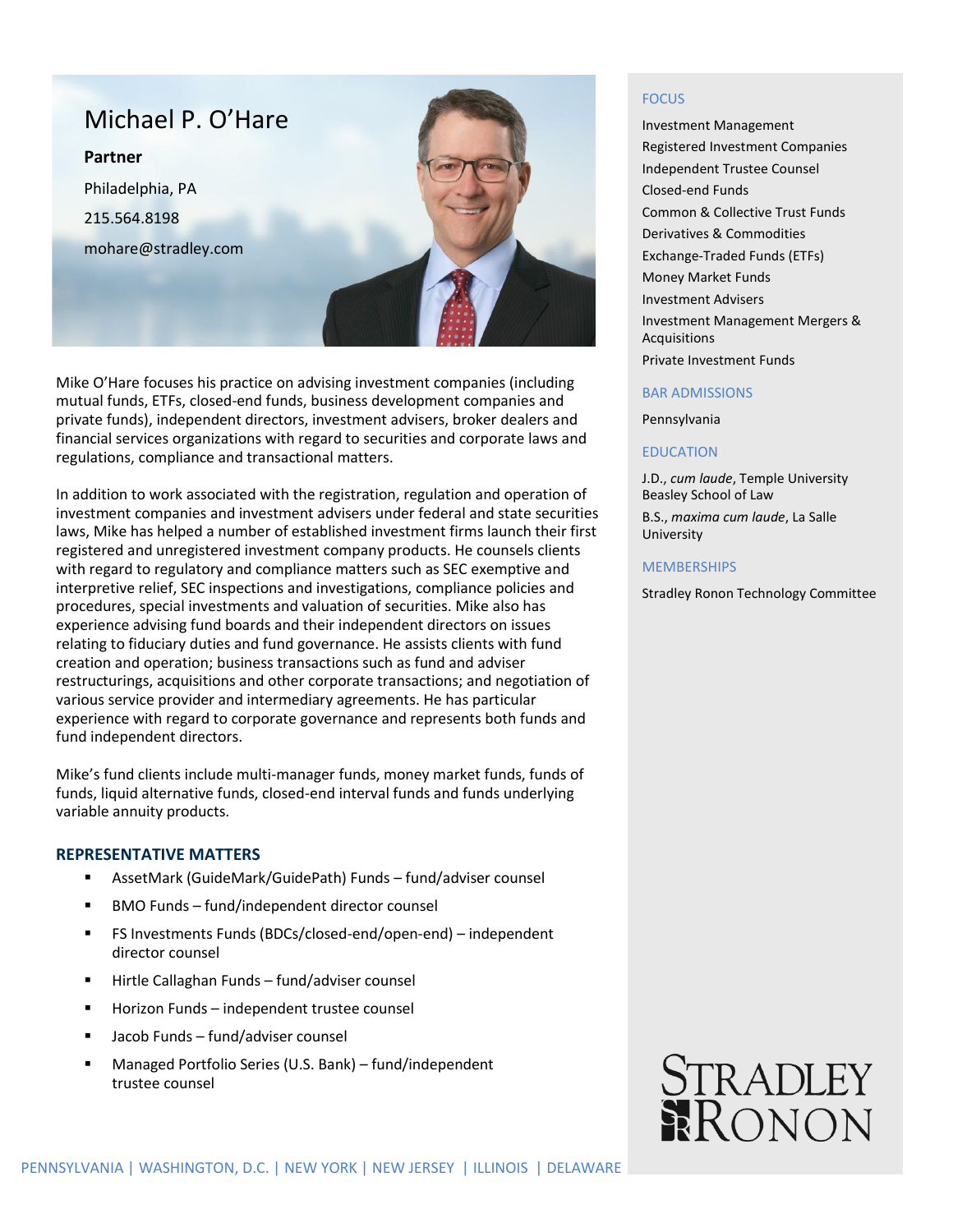# Michael P. O'Hare

**Partner**

Philadelphia, PA

215.564.8198

mohare@stradley.com

Mike O'Hare focuses his practice on advising investment companies (including mutual funds, ETFs, closed-end funds, business development companies and private funds), independent directors, investment advisers, broker dealers and financial services organizations with regard to securities and corporate laws and regulations, compliance and transactional matters.

In addition to work associated with the registration, regulation and operation of investment companies and investment advisers under federal and state securities laws, Mike has helped a number of established investment firms launch their first registered and unregistered investment company products. He counsels clients with regard to regulatory and compliance matters such as SEC exemptive and interpretive relief, SEC inspections and investigations, compliance policies and procedures, special investments and valuation of securities. Mike also has experience advising fund boards and their independent directors on issues relating to fiduciary duties and fund governance. He assists clients with fund creation and operation; business transactions such as fund and adviser restructurings, acquisitions and other corporate transactions; and negotiation of various service provider and intermediary agreements. He has particular experience with regard to corporate governance and represents both funds and fund independent directors.

Mike's fund clients include multi-manager funds, money market funds, funds of funds, liquid alternative funds, closed-end interval funds and funds underlying variable annuity products.

## REPRESENTATIVE MATTERS

- AssetMark (GuideMark/GuidePath) Funds – fund/adviser counsel
- BMO Funds – fund/independent director counsel
- FS Investments Funds (BDCs/closed-end/open-end) – independent director counsel
- Hirtle Callaghan Funds – fund/adviser counsel
- Horizon Funds – independent trustee counsel
- Jacob Funds – fund/adviser counsel
- Managed Portfolio Series (U.S. Bank) – fund/independent trustee counsel

## FOCUS

Investment Management
Registered Investment Companies
Independent Trustee Counsel
Closed-end Funds
Common & Collective Trust Funds
Derivatives & Commodities
Exchange-Traded Funds (ETFs)
Money Market Funds
Investment Advisers
Investment Management Mergers & Acquisitions
Private Investment Funds

## BAR ADMISSIONS

Pennsylvania

## EDUCATION

J.D., *cum laude*, Temple University Beasley School of Law

B.S., *maxima cum laude*, La Salle University

## MEMBERSHIPS

Stradley Ronon Technology Committee

STRADLEY RONON

PENNSYLVANIA | WASHINGTON, D.C. | NEW YORK | NEW JERSEY | ILLINOIS | DELAWARE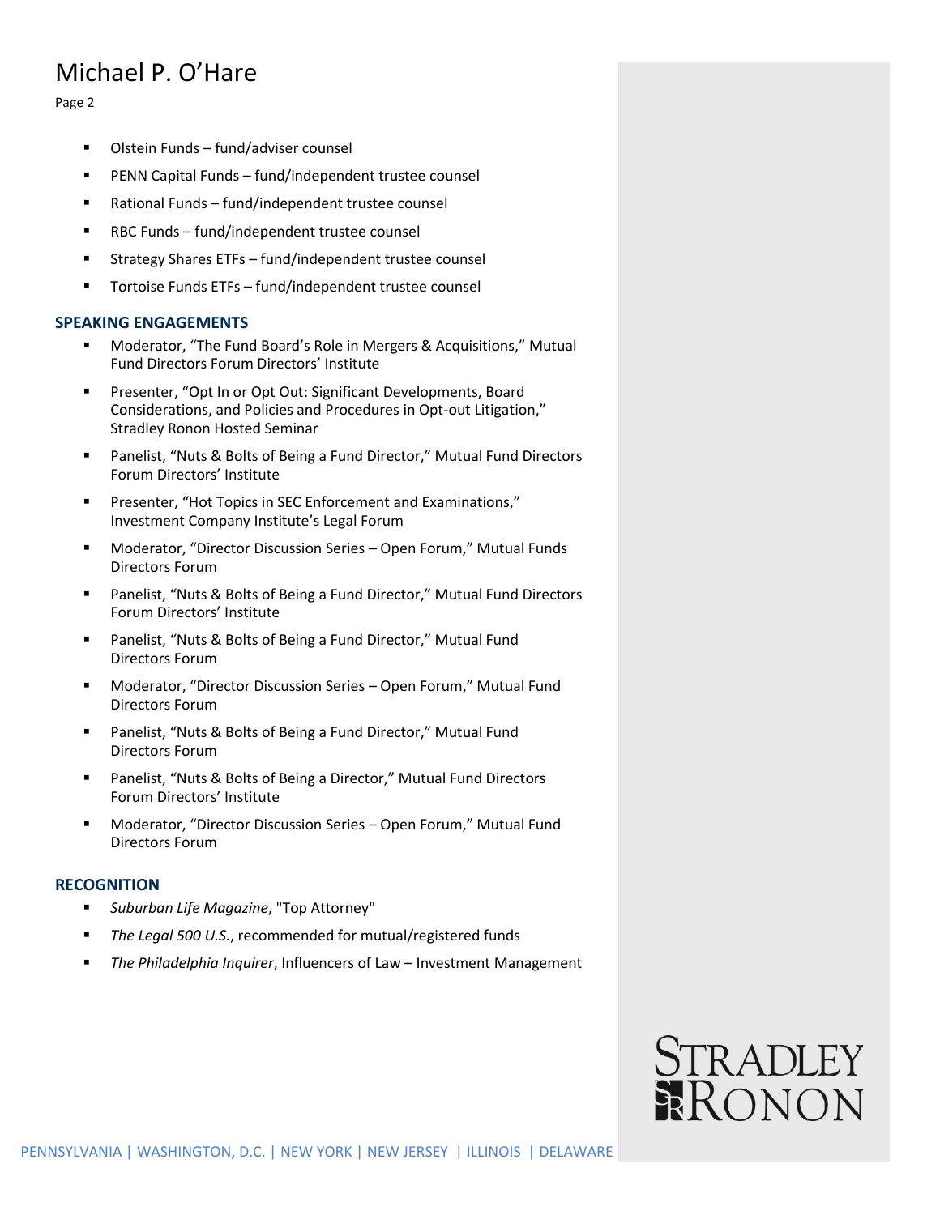- Olstein Funds – fund/adviser counsel
- PENN Capital Funds – fund/independent trustee counsel
- Rational Funds – fund/independent trustee counsel
- RBC Funds – fund/independent trustee counsel
- Strategy Shares ETFs – fund/independent trustee counsel
- Tortoise Funds ETFs – fund/independent trustee counsel

## SPEAKING ENGAGEMENTS

- Moderator, "The Fund Board's Role in Mergers & Acquisitions," Mutual Fund Directors Forum Directors' Institute
- Presenter, "Opt In or Opt Out: Significant Developments, Board Considerations, and Policies and Procedures in Opt-out Litigation," Stradley Ronon Hosted Seminar
- Panelist, "Nuts & Bolts of Being a Fund Director," Mutual Fund Directors Forum Directors' Institute
- Presenter, "Hot Topics in SEC Enforcement and Examinations," Investment Company Institute's Legal Forum
- Moderator, "Director Discussion Series – Open Forum," Mutual Funds Directors Forum
- Panelist, "Nuts & Bolts of Being a Fund Director," Mutual Fund Directors Forum Directors' Institute
- Panelist, "Nuts & Bolts of Being a Fund Director," Mutual Fund Directors Forum
- Moderator, "Director Discussion Series – Open Forum," Mutual Fund Directors Forum
- Panelist, "Nuts & Bolts of Being a Fund Director," Mutual Fund Directors Forum
- Panelist, "Nuts & Bolts of Being a Director," Mutual Fund Directors Forum Directors' Institute
- Moderator, "Director Discussion Series – Open Forum," Mutual Fund Directors Forum

## RECOGNITION

- *Suburban Life Magazine*, "Top Attorney"
- *The Legal 500 U.S.*, recommended for mutual/registered funds
- *The Philadelphia Inquirer*, Influencers of Law – Investment Management